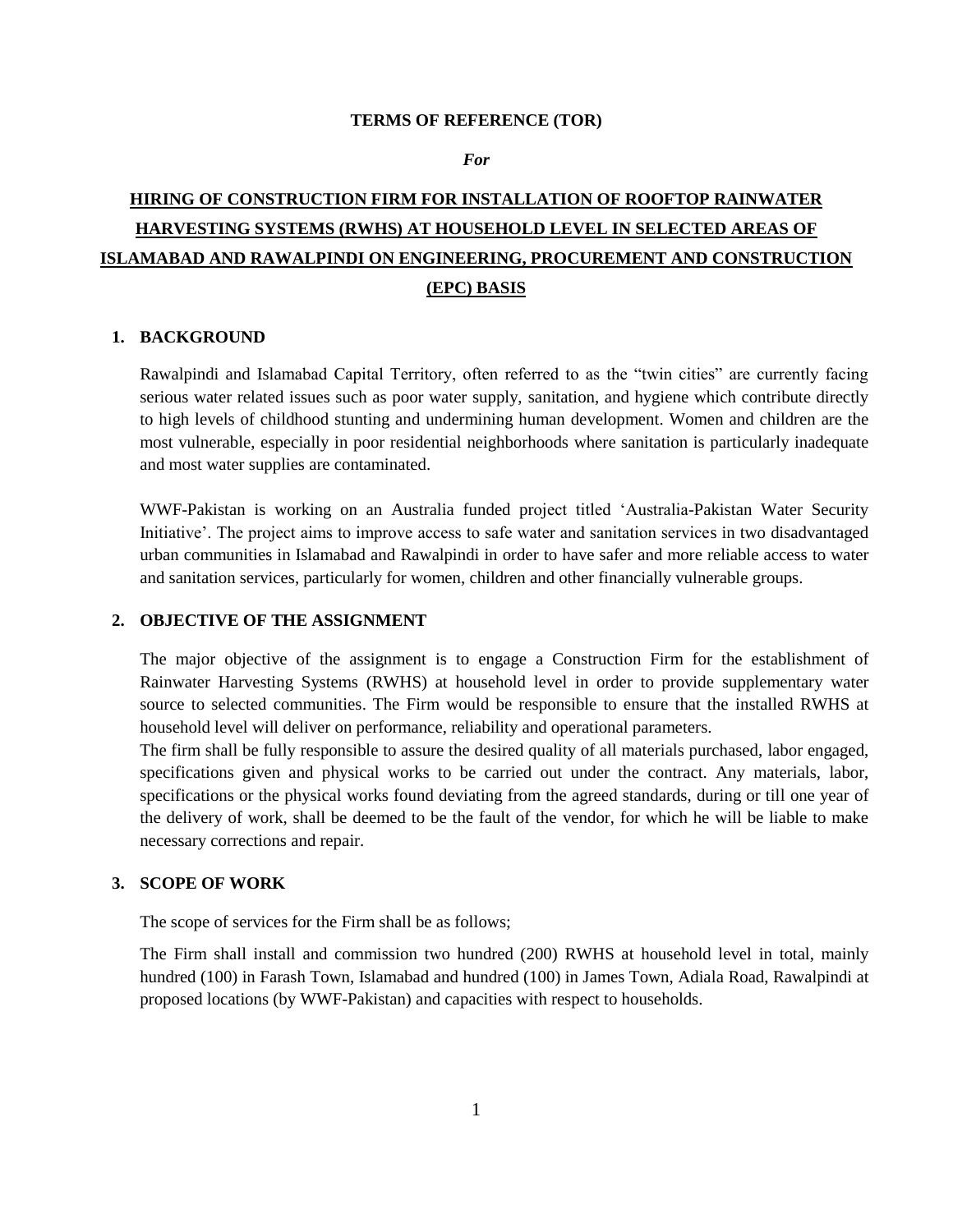**TERMS OF REFERENCE (TOR)**

***For***

# HIRING OF CONSTRUCTION FIRM FOR INSTALLATION OF ROOFTOP RAINWATER HARVESTING SYSTEMS (RWHS) AT HOUSEHOLD LEVEL IN SELECTED AREAS OF ISLAMABAD AND RAWALPINDI ON ENGINEERING, PROCUREMENT AND CONSTRUCTION (EPC) BASIS

## 1. BACKGROUND

Rawalpindi and Islamabad Capital Territory, often referred to as the "twin cities" are currently facing serious water related issues such as poor water supply, sanitation, and hygiene which contribute directly to high levels of childhood stunting and undermining human development. Women and children are the most vulnerable, especially in poor residential neighborhoods where sanitation is particularly inadequate and most water supplies are contaminated.

WWF-Pakistan is working on an Australia funded project titled 'Australia-Pakistan Water Security Initiative'. The project aims to improve access to safe water and sanitation services in two disadvantaged urban communities in Islamabad and Rawalpindi in order to have safer and more reliable access to water and sanitation services, particularly for women, children and other financially vulnerable groups.

## 2. OBJECTIVE OF THE ASSIGNMENT

The major objective of the assignment is to engage a Construction Firm for the establishment of Rainwater Harvesting Systems (RWHS) at household level in order to provide supplementary water source to selected communities. The Firm would be responsible to ensure that the installed RWHS at household level will deliver on performance, reliability and operational parameters.

The firm shall be fully responsible to assure the desired quality of all materials purchased, labor engaged, specifications given and physical works to be carried out under the contract. Any materials, labor, specifications or the physical works found deviating from the agreed standards, during or till one year of the delivery of work, shall be deemed to be the fault of the vendor, for which he will be liable to make necessary corrections and repair.

## 3. SCOPE OF WORK

The scope of services for the Firm shall be as follows;

The Firm shall install and commission two hundred (200) RWHS at household level in total, mainly hundred (100) in Farash Town, Islamabad and hundred (100) in James Town, Adiala Road, Rawalpindi at proposed locations (by WWF-Pakistan) and capacities with respect to households.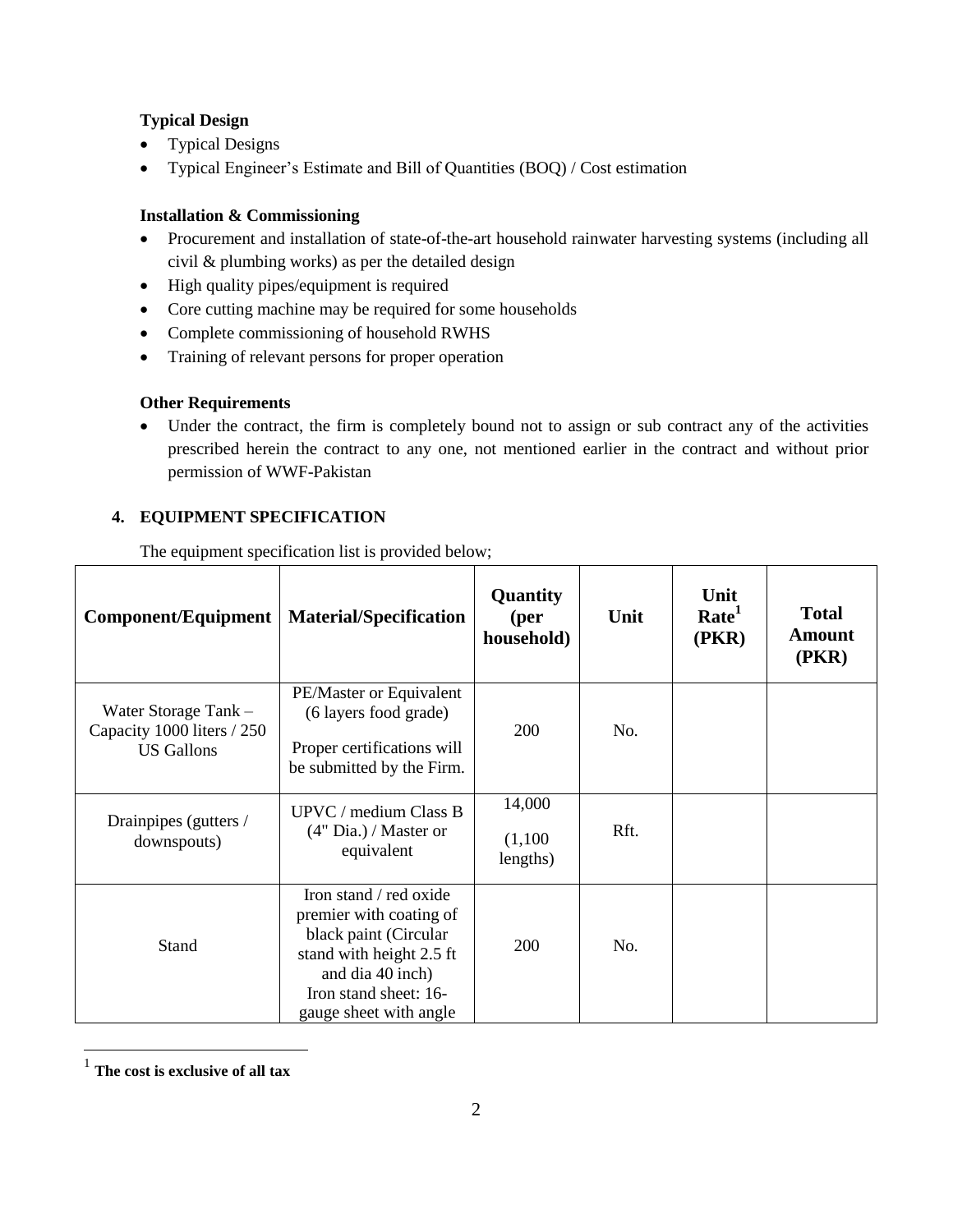**Typical Design**

- Typical Designs
- Typical Engineer's Estimate and Bill of Quantities (BOQ) / Cost estimation

**Installation & Commissioning**

- Procurement and installation of state-of-the-art household rainwater harvesting systems (including all civil & plumbing works) as per the detailed design
- High quality pipes/equipment is required
- Core cutting machine may be required for some households
- Complete commissioning of household RWHS
- Training of relevant persons for proper operation

**Other Requirements**

- Under the contract, the firm is completely bound not to assign or sub contract any of the activities prescribed herein the contract to any one, not mentioned earlier in the contract and without prior permission of WWF-Pakistan

## 4. EQUIPMENT SPECIFICATION

The equipment specification list is provided below;

| Component/Equipment | Material/Specification | Quantity (per household) | Unit | Unit Rate[1] (PKR) | Total Amount (PKR) |
|---|---|---|---|---|---|
| Water Storage Tank – Capacity 1000 liters / 250 US Gallons | PE/Master or Equivalent (6 layers food grade) Proper certifications will be submitted by the Firm. | 200 | No. | | |
| Drainpipes (gutters / downspouts) | UPVC / medium Class B (4" Dia.) / Master or equivalent | 14,000 (1,100 lengths) | Rft. | | |
| Stand | Iron stand / red oxide premier with coating of black paint (Circular stand with height 2.5 ft and dia 40 inch) Iron stand sheet: 16-gauge sheet with angle | 200 | No. | | |

[1] **The cost is exclusive of all tax**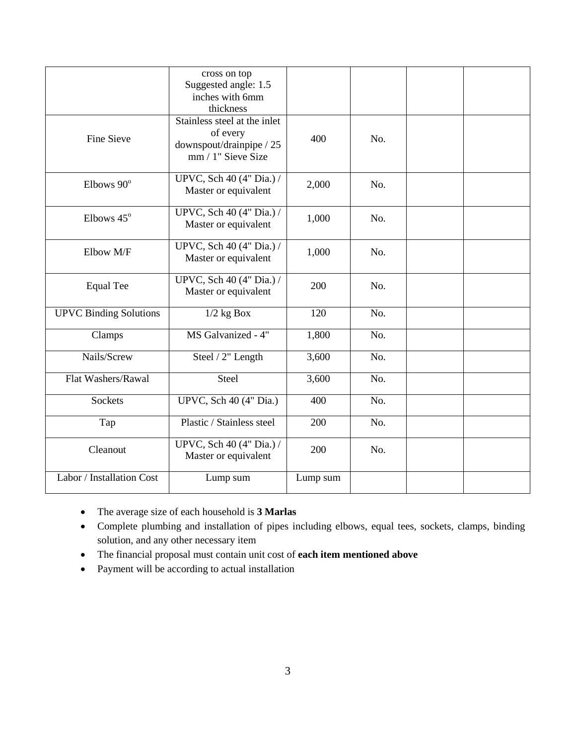| | | | | | |
|---|---|---|---|---|---|
| | cross on top Suggested angle: 1.5 inches with 6mm thickness | | | | |
| Fine Sieve | Stainless steel at the inlet of every downspout/drainpipe / 25 mm / 1" Sieve Size | 400 | No. | | |
| Elbows 90° | UPVC, Sch 40 (4" Dia.) / Master or equivalent | 2,000 | No. | | |
| Elbows 45° | UPVC, Sch 40 (4" Dia.) / Master or equivalent | 1,000 | No. | | |
| Elbow M/F | UPVC, Sch 40 (4" Dia.) / Master or equivalent | 1,000 | No. | | |
| Equal Tee | UPVC, Sch 40 (4" Dia.) / Master or equivalent | 200 | No. | | |
| UPVC Binding Solutions | 1/2 kg Box | 120 | No. | | |
| Clamps | MS Galvanized - 4" | 1,800 | No. | | |
| Nails/Screw | Steel / 2" Length | 3,600 | No. | | |
| Flat Washers/Rawal | Steel | 3,600 | No. | | |
| Sockets | UPVC, Sch 40 (4" Dia.) | 400 | No. | | |
| Tap | Plastic / Stainless steel | 200 | No. | | |
| Cleanout | UPVC, Sch 40 (4" Dia.) / Master or equivalent | 200 | No. | | |
| Labor / Installation Cost | Lump sum | Lump sum | | | |

- The average size of each household is **3 Marlas**
- Complete plumbing and installation of pipes including elbows, equal tees, sockets, clamps, binding solution, and any other necessary item
- The financial proposal must contain unit cost of **each item mentioned above**
- Payment will be according to actual installation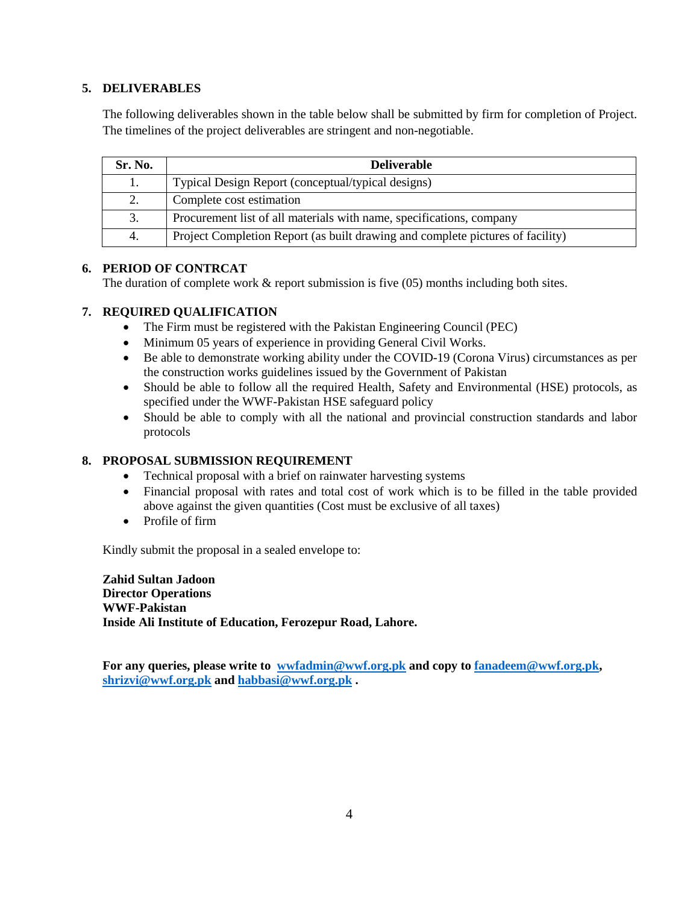## 5. DELIVERABLES

The following deliverables shown in the table below shall be submitted by firm for completion of Project. The timelines of the project deliverables are stringent and non-negotiable.

| Sr. No. | Deliverable |
|---|---|
| 1. | Typical Design Report (conceptual/typical designs) |
| 2. | Complete cost estimation |
| 3. | Procurement list of all materials with name, specifications, company |
| 4. | Project Completion Report (as built drawing and complete pictures of facility) |

## 6. PERIOD OF CONTRCAT

The duration of complete work & report submission is five (05) months including both sites.

## 7. REQUIRED QUALIFICATION

- The Firm must be registered with the Pakistan Engineering Council (PEC)
- Minimum 05 years of experience in providing General Civil Works.
- Be able to demonstrate working ability under the COVID-19 (Corona Virus) circumstances as per the construction works guidelines issued by the Government of Pakistan
- Should be able to follow all the required Health, Safety and Environmental (HSE) protocols, as specified under the WWF-Pakistan HSE safeguard policy
- Should be able to comply with all the national and provincial construction standards and labor protocols

## 8. PROPOSAL SUBMISSION REQUIREMENT

- Technical proposal with a brief on rainwater harvesting systems
- Financial proposal with rates and total cost of work which is to be filled in the table provided above against the given quantities (Cost must be exclusive of all taxes)
- Profile of firm

Kindly submit the proposal in a sealed envelope to:

**Zahid Sultan Jadoon**
**Director Operations**
**WWF-Pakistan**
**Inside Ali Institute of Education, Ferozepur Road, Lahore.**

**For any queries, please write to wwfadmin@wwf.org.pk and copy to fanadeem@wwf.org.pk, shrizvi@wwf.org.pk and habbasi@wwf.org.pk .**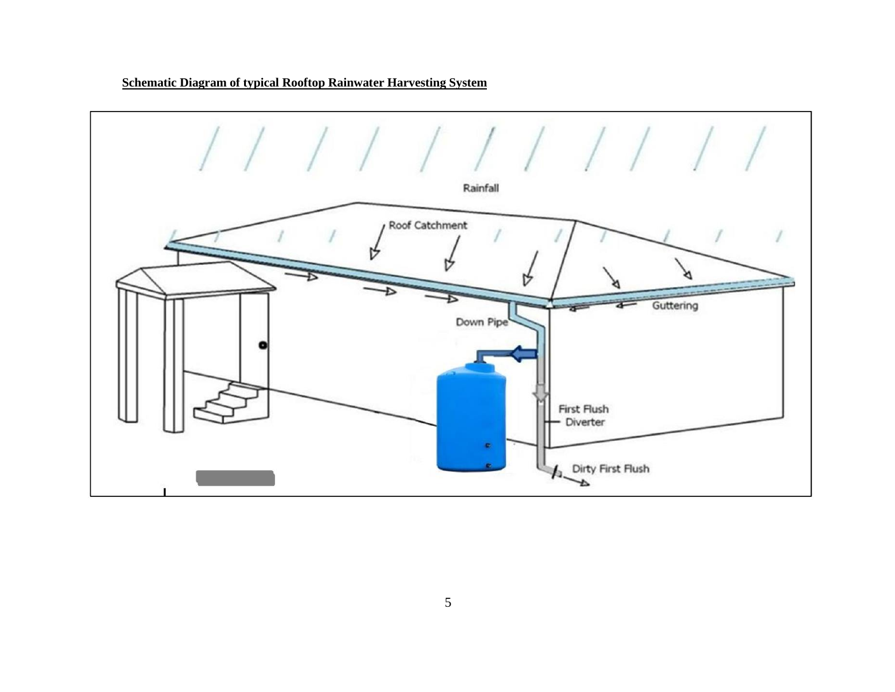**Schematic Diagram of typical Rooftop Rainwater Harvesting System**

Rainfall

Roof Catchment

Guttering

Down Pipe

First Flush
Diverter

Dirty First Flush